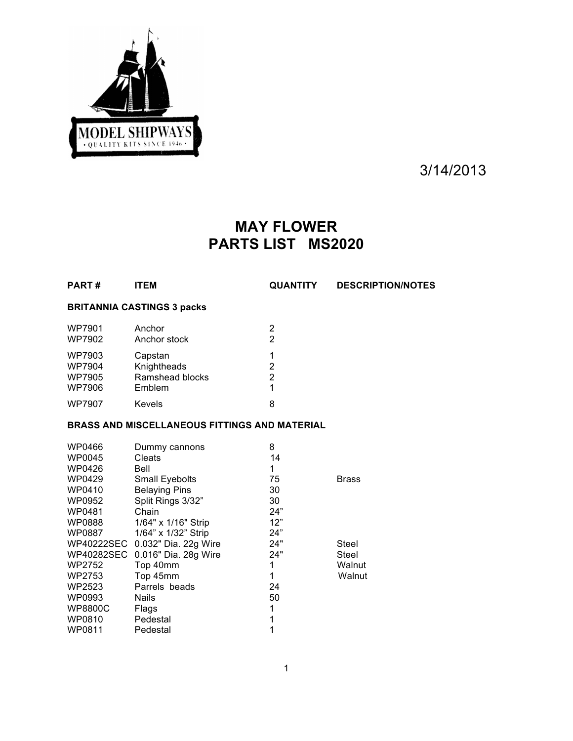MODEL SHIPWAYS
• QUALITY KITS SINCE 1946 •

3/14/2013

# MAY FLOWER
# PARTS LIST MS2020

| PART # | ITEM | QUANTITY | DESCRIPTION/NOTES |
|---|---|---|---|
| **BRITANNIA CASTINGS 3 packs** | | | |
| WP7901 | Anchor | 2 | |
| WP7902 | Anchor stock | 2 | |
| WP7903 | Capstan | 1 | |
| WP7904 | Knightheads | 2 | |
| WP7905 | Ramshead blocks | 2 | |
| WP7906 | Emblem | 1 | |
| WP7907 | Kevels | 8 | |
| **BRASS AND MISCELLANEOUS FITTINGS AND MATERIAL** | | | |
| WP0466 | Dummy cannons | 8 | |
| WP0045 | Cleats | 14 | |
| WP0426 | Bell | 1 | |
| WP0429 | Small Eyebolts | 75 | Brass |
| WP0410 | Belaying Pins | 30 | |
| WP0952 | Split Rings 3/32” | 30 | |
| WP0481 | Chain | 24” | |
| WP0888 | 1/64" x 1/16" Strip | 12” | |
| WP0887 | 1/64” x 1/32” Strip | 24” | |
| WP40222SEC | 0.032" Dia. 22g Wire | 24" | Steel |
| WP40282SEC | 0.016" Dia. 28g Wire | 24" | Steel |
| WP2752 | Top 40mm | 1 | Walnut |
| WP2753 | Top 45mm | 1 | Walnut |
| WP2523 | Parrels beads | 24 | |
| WP0993 | Nails | 50 | |
| WP8800C | Flags | 1 | |
| WP0810 | Pedestal | 1 | |
| WP0811 | Pedestal | 1 | |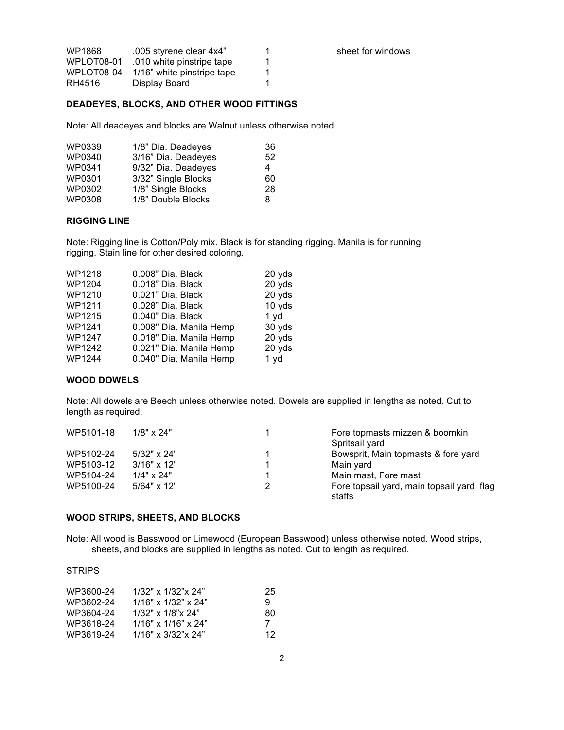| | | | |
|---|---|---|---|
| WP1868 | .005 styrene clear 4x4" | 1 | sheet for windows |
| WPLOT08-01 | .010 white pinstripe tape | 1 | |
| WPLOT08-04 | 1/16" white pinstripe tape | 1 | |
| RH4516 | Display Board | 1 | |

**DEADEYES, BLOCKS, AND OTHER WOOD FITTINGS**

Note: All deadeyes and blocks are Walnut unless otherwise noted.

| | | |
|---|---|---|
| WP0339 | 1/8" Dia. Deadeyes | 36 |
| WP0340 | 3/16" Dia. Deadeyes | 52 |
| WP0341 | 9/32" Dia. Deadeyes | 4 |
| WP0301 | 3/32" Single Blocks | 60 |
| WP0302 | 1/8" Single Blocks | 28 |
| WP0308 | 1/8" Double Blocks | 8 |

**RIGGING LINE**

Note: Rigging line is Cotton/Poly mix. Black is for standing rigging. Manila is for running rigging. Stain line for other desired coloring.

| | | |
|---|---|---|
| WP1218 | 0.008" Dia. Black | 20 yds |
| WP1204 | 0.018" Dia. Black | 20 yds |
| WP1210 | 0.021" Dia. Black | 20 yds |
| WP1211 | 0.028" Dia. Black | 10 yds |
| WP1215 | 0.040" Dia. Black | 1 yd |
| WP1241 | 0.008" Dia. Manila Hemp | 30 yds |
| WP1247 | 0.018" Dia. Manila Hemp | 20 yds |
| WP1242 | 0.021" Dia. Manila Hemp | 20 yds |
| WP1244 | 0.040" Dia. Manila Hemp | 1 yd |

**WOOD DOWELS**

Note: All dowels are Beech unless otherwise noted. Dowels are supplied in lengths as noted. Cut to length as required.

| | | | |
|---|---|---|---|
| WP5101-18 | 1/8" x 24" | 1 | Fore topmasts mizzen & boomkin Spritsail yard |
| WP5102-24 | 5/32" x 24" | 1 | Bowsprit, Main topmasts & fore yard |
| WP5103-12 | 3/16" x 12" | 1 | Main yard |
| WP5104-24 | 1/4" x 24" | 1 | Main mast, Fore mast |
| WP5100-24 | 5/64" x 12" | 2 | Fore topsail yard, main topsail yard, flag staffs |

**WOOD STRIPS, SHEETS, AND BLOCKS**

Note: All wood is Basswood or Limewood (European Basswood) unless otherwise noted. Wood strips, sheets, and blocks are supplied in lengths as noted. Cut to length as required.

STRIPS

| | | |
|---|---|---|
| WP3600-24 | 1/32" x 1/32"x 24" | 25 |
| WP3602-24 | 1/16" x 1/32" x 24" | 9 |
| WP3604-24 | 1/32" x 1/8"x 24" | 80 |
| WP3618-24 | 1/16" x 1/16" x 24" | 7 |
| WP3619-24 | 1/16" x 3/32"x 24" | 12 |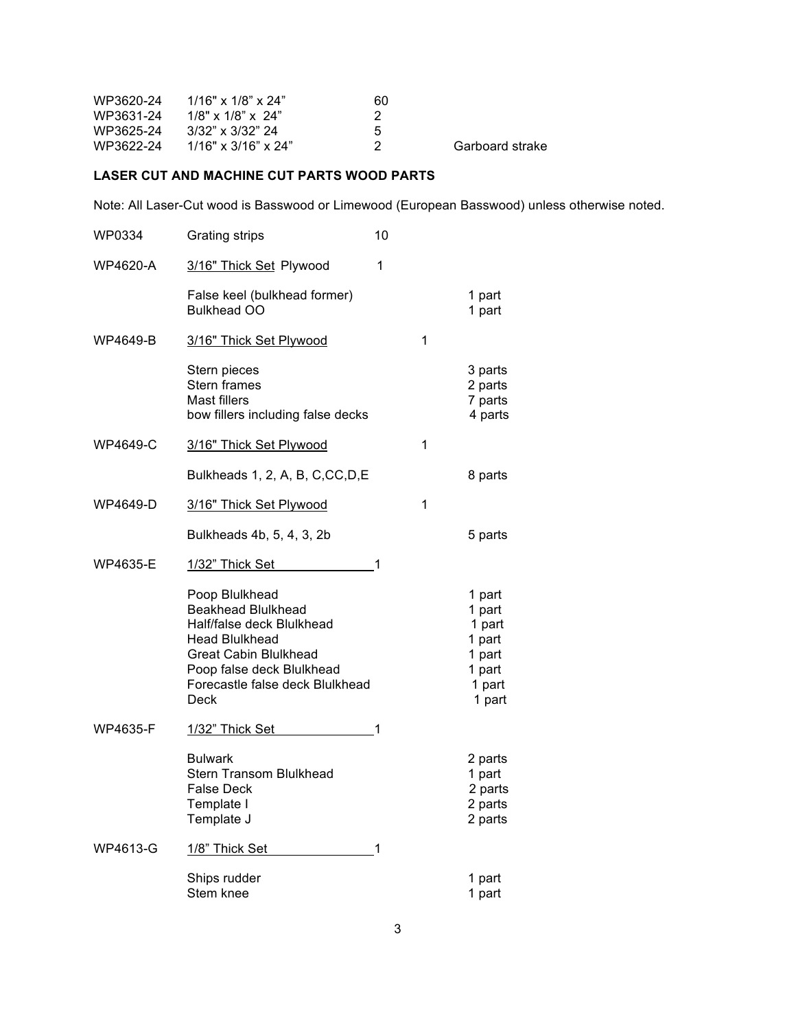| | | | |
|---|---|---|---|
| WP3620-24 | 1/16" x 1/8" x 24" | 60 | |
| WP3631-24 | 1/8" x 1/8" x 24" | 2 | |
| WP3625-24 | 3/32" x 3/32" 24 | 5 | |
| WP3622-24 | 1/16" x 3/16" x 24" | 2 | Garboard strake |

**LASER CUT AND MACHINE CUT PARTS WOOD PARTS**

Note: All Laser-Cut wood is Basswood or Limewood (European Basswood) unless otherwise noted.

| | | | |
|---|---|---|---|
| WP0334 | Grating strips | 10 | |
| WP4620-A | <u>3/16" Thick Set Plywood</u> | 1 | |
| | False keel (bulkhead former) | | 1 part |
| | Bulkhead OO | | 1 part |
| WP4649-B | <u>3/16" Thick Set Plywood</u> | 1 | |
| | Stern pieces | | 3 parts |
| | Stern frames | | 2 parts |
| | Mast fillers | | 7 parts |
| | bow fillers including false decks | | 4 parts |
| WP4649-C | <u>3/16" Thick Set Plywood</u> | 1 | |
| | Bulkheads 1, 2, A, B, C,CC,D,E | | 8 parts |
| WP4649-D | <u>3/16" Thick Set Plywood</u> | 1 | |
| | Bulkheads 4b, 5, 4, 3, 2b | | 5 parts |
| WP4635-E | <u>1/32" Thick Set</u> | 1 | |
| | Poop Blulkhead | | 1 part |
| | Beakhead Blulkhead | | 1 part |
| | Half/false deck Blulkhead | | 1 part |
| | Head Blulkhead | | 1 part |
| | Great Cabin Blulkhead | | 1 part |
| | Poop false deck Blulkhead | | 1 part |
| | Forecastle false deck Blulkhead | | 1 part |
| | Deck | | 1 part |
| WP4635-F | <u>1/32" Thick Set</u> | 1 | |
| | Bulwark | | 2 parts |
| | Stern Transom Blulkhead | | 1 part |
| | False Deck | | 2 parts |
| | Template I | | 2 parts |
| | Template J | | 2 parts |
| WP4613-G | <u>1/8" Thick Set</u> | 1 | |
| | Ships rudder | | 1 part |
| | Stem knee | | 1 part |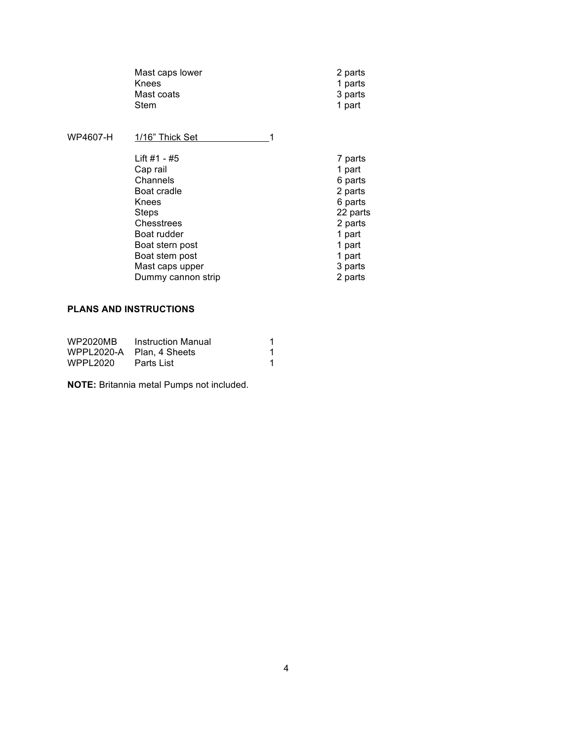| | | |
|---|---|---|
| | Mast caps lower | 2 parts |
| | Knees | 1 parts |
| | Mast coats | 3 parts |
| | Stem | 1 part |

| | | | |
|---|---|---|---|
| WP4607-H | 1/16" Thick Set | 1 | |
| | Lift #1 - #5 | | 7 parts |
| | Cap rail | | 1 part |
| | Channels | | 6 parts |
| | Boat cradle | | 2 parts |
| | Knees | | 6 parts |
| | Steps | | 22 parts |
| | Chesstrees | | 2 parts |
| | Boat rudder | | 1 part |
| | Boat stern post | | 1 part |
| | Boat stem post | | 1 part |
| | Mast caps upper | | 3 parts |
| | Dummy cannon strip | | 2 parts |

**PLANS AND INSTRUCTIONS**

| | | |
|---|---|---|
| WP2020MB | Instruction Manual | 1 |
| WPPL2020-A | Plan, 4 Sheets | 1 |
| WPPL2020 | Parts List | 1 |

**NOTE:** Britannia metal Pumps not included.